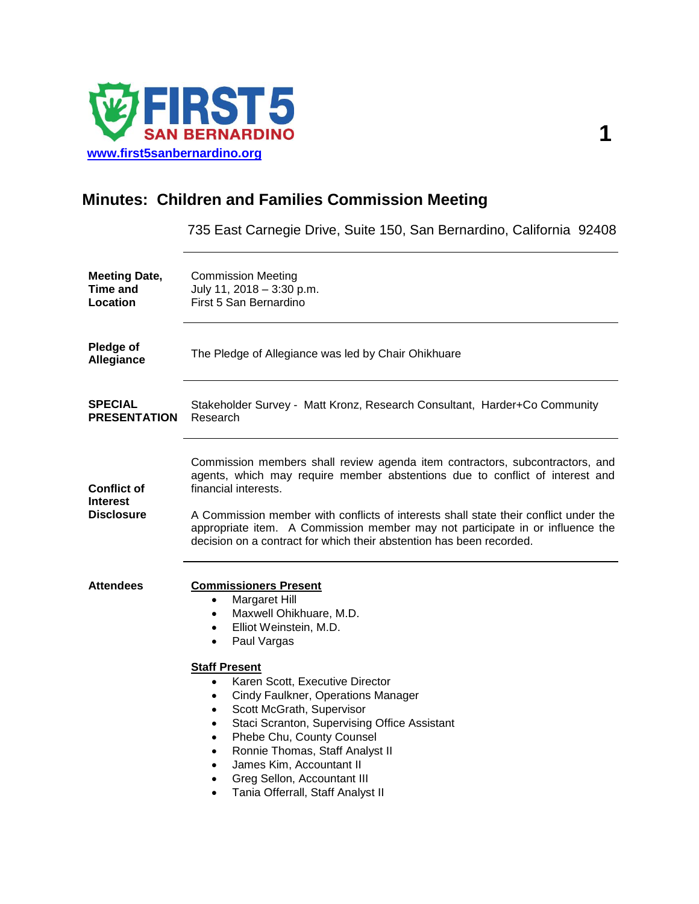FIRST 5 SAN BERNARDINO

www.first5sanbernardino.org

# Minutes: Children and Families Commission Meeting

735 East Carnegie Drive, Suite 150, San Bernardino, California 92408

---

**Meeting Date, Time and Location**

Commission Meeting
July 11, 2018 – 3:30 p.m.
First 5 San Bernardino

---

**Pledge of Allegiance**

The Pledge of Allegiance was led by Chair Ohikhuare

---

**SPECIAL PRESENTATION**

Stakeholder Survey - Matt Kronz, Research Consultant, Harder+Co Community Research

---

**Conflict of Interest Disclosure**

Commission members shall review agenda item contractors, subcontractors, and agents, which may require member abstentions due to conflict of interest and financial interests.

A Commission member with conflicts of interests shall state their conflict under the appropriate item. A Commission member may not participate in or influence the decision on a contract for which their abstention has been recorded.

---

**Attendees**

**Commissioners Present**

- Margaret Hill
- Maxwell Ohikhuare, M.D.
- Elliot Weinstein, M.D.
- Paul Vargas

**Staff Present**

- Karen Scott, Executive Director
- Cindy Faulkner, Operations Manager
- Scott McGrath, Supervisor
- Staci Scranton, Supervising Office Assistant
- Phebe Chu, County Counsel
- Ronnie Thomas, Staff Analyst II
- James Kim, Accountant II
- Greg Sellon, Accountant III
- Tania Offerrall, Staff Analyst II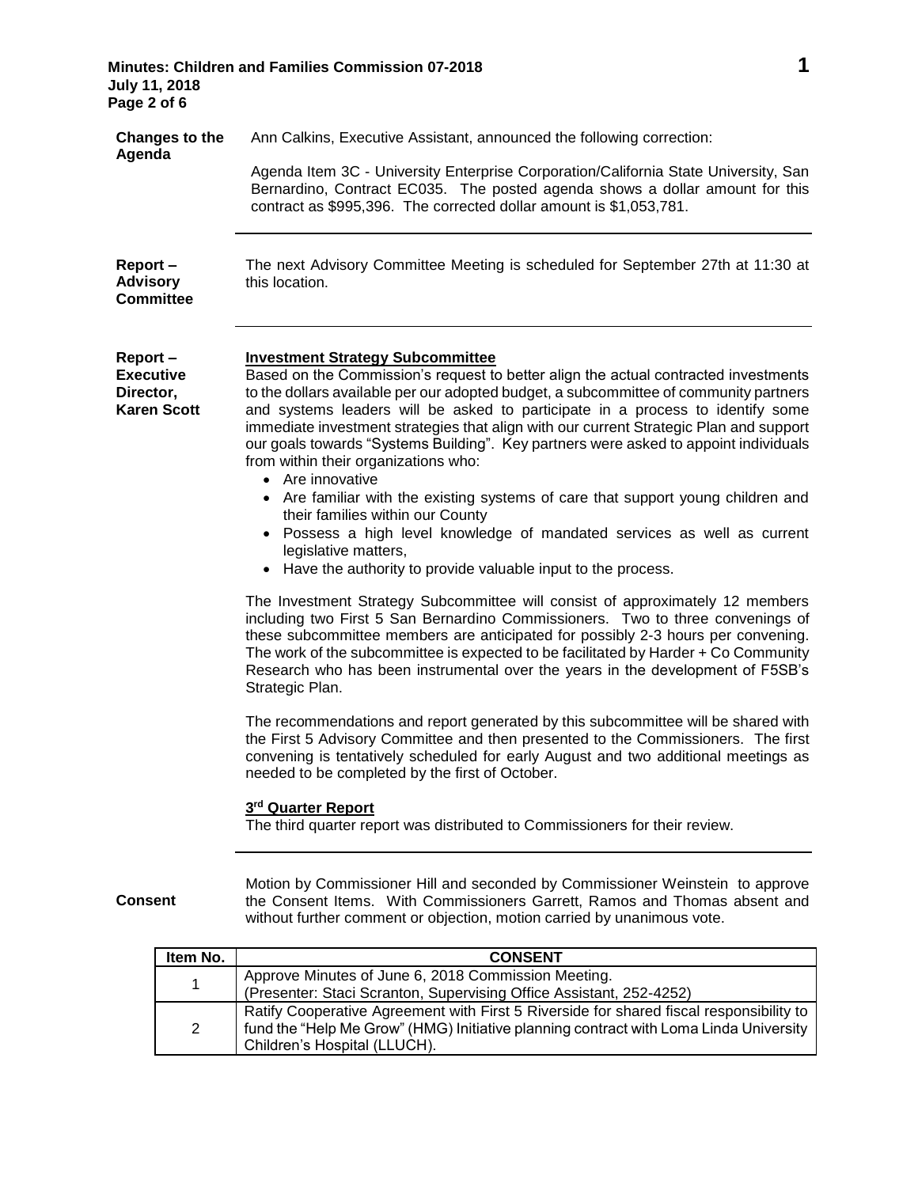**Changes to the Agenda**

Ann Calkins, Executive Assistant, announced the following correction:

Agenda Item 3C - University Enterprise Corporation/California State University, San Bernardino, Contract EC035. The posted agenda shows a dollar amount for this contract as $995,396. The corrected dollar amount is $1,053,781.

---

**Report – Advisory Committee**

The next Advisory Committee Meeting is scheduled for September 27th at 11:30 at this location.

---

**Report – Executive Director, Karen Scott**

**Investment Strategy Subcommittee**

Based on the Commission's request to better align the actual contracted investments to the dollars available per our adopted budget, a subcommittee of community partners and systems leaders will be asked to participate in a process to identify some immediate investment strategies that align with our current Strategic Plan and support our goals towards "Systems Building". Key partners were asked to appoint individuals from within their organizations who:

- Are innovative
- Are familiar with the existing systems of care that support young children and their families within our County
- Possess a high level knowledge of mandated services as well as current legislative matters,
- Have the authority to provide valuable input to the process.

The Investment Strategy Subcommittee will consist of approximately 12 members including two First 5 San Bernardino Commissioners. Two to three convenings of these subcommittee members are anticipated for possibly 2-3 hours per convening. The work of the subcommittee is expected to be facilitated by Harder + Co Community Research who has been instrumental over the years in the development of F5SB's Strategic Plan.

The recommendations and report generated by this subcommittee will be shared with the First 5 Advisory Committee and then presented to the Commissioners. The first convening is tentatively scheduled for early August and two additional meetings as needed to be completed by the first of October.

**3rd Quarter Report**

The third quarter report was distributed to Commissioners for their review.

---

**Consent**

Motion by Commissioner Hill and seconded by Commissioner Weinstein to approve the Consent Items. With Commissioners Garrett, Ramos and Thomas absent and without further comment or objection, motion carried by unanimous vote.

| Item No. | CONSENT |
|---|---|
| 1 | Approve Minutes of June 6, 2018 Commission Meeting.<br>(Presenter: Staci Scranton, Supervising Office Assistant, 252-4252) |
| 2 | Ratify Cooperative Agreement with First 5 Riverside for shared fiscal responsibility to fund the "Help Me Grow" (HMG) Initiative planning contract with Loma Linda University Children's Hospital (LLUCH). |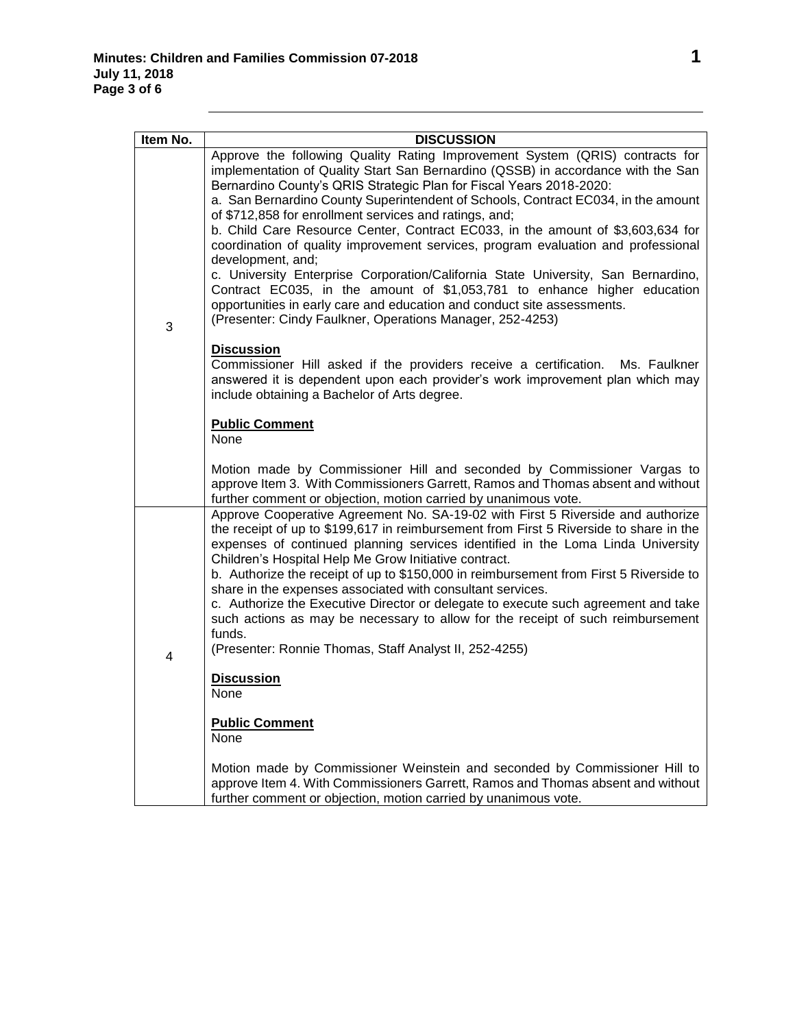| Item No. | DISCUSSION |
|---|---|
| 3 | Approve the following Quality Rating Improvement System (QRIS) contracts for implementation of Quality Start San Bernardino (QSSB) in accordance with the San Bernardino County's QRIS Strategic Plan for Fiscal Years 2018-2020:<br>a. San Bernardino County Superintendent of Schools, Contract EC034, in the amount of $712,858 for enrollment services and ratings, and;<br>b. Child Care Resource Center, Contract EC033, in the amount of $3,603,634 for coordination of quality improvement services, program evaluation and professional development, and;<br>c. University Enterprise Corporation/California State University, San Bernardino, Contract EC035, in the amount of $1,053,781 to enhance higher education opportunities in early care and education and conduct site assessments.<br>(Presenter: Cindy Faulkner, Operations Manager, 252-4253)<br><br>**Discussion**<br>Commissioner Hill asked if the providers receive a certification. Ms. Faulkner answered it is dependent upon each provider's work improvement plan which may include obtaining a Bachelor of Arts degree.<br><br>**Public Comment**<br>None<br><br>Motion made by Commissioner Hill and seconded by Commissioner Vargas to approve Item 3. With Commissioners Garrett, Ramos and Thomas absent and without further comment or objection, motion carried by unanimous vote. |
| 4 | Approve Cooperative Agreement No. SA-19-02 with First 5 Riverside and authorize the receipt of up to $199,617 in reimbursement from First 5 Riverside to share in the expenses of continued planning services identified in the Loma Linda University Children's Hospital Help Me Grow Initiative contract.<br>b. Authorize the receipt of up to $150,000 in reimbursement from First 5 Riverside to share in the expenses associated with consultant services.<br>c. Authorize the Executive Director or delegate to execute such agreement and take such actions as may be necessary to allow for the receipt of such reimbursement funds.<br>(Presenter: Ronnie Thomas, Staff Analyst II, 252-4255)<br><br>**Discussion**<br>None<br><br>**Public Comment**<br>None<br><br>Motion made by Commissioner Weinstein and seconded by Commissioner Hill to approve Item 4. With Commissioners Garrett, Ramos and Thomas absent and without further comment or objection, motion carried by unanimous vote. |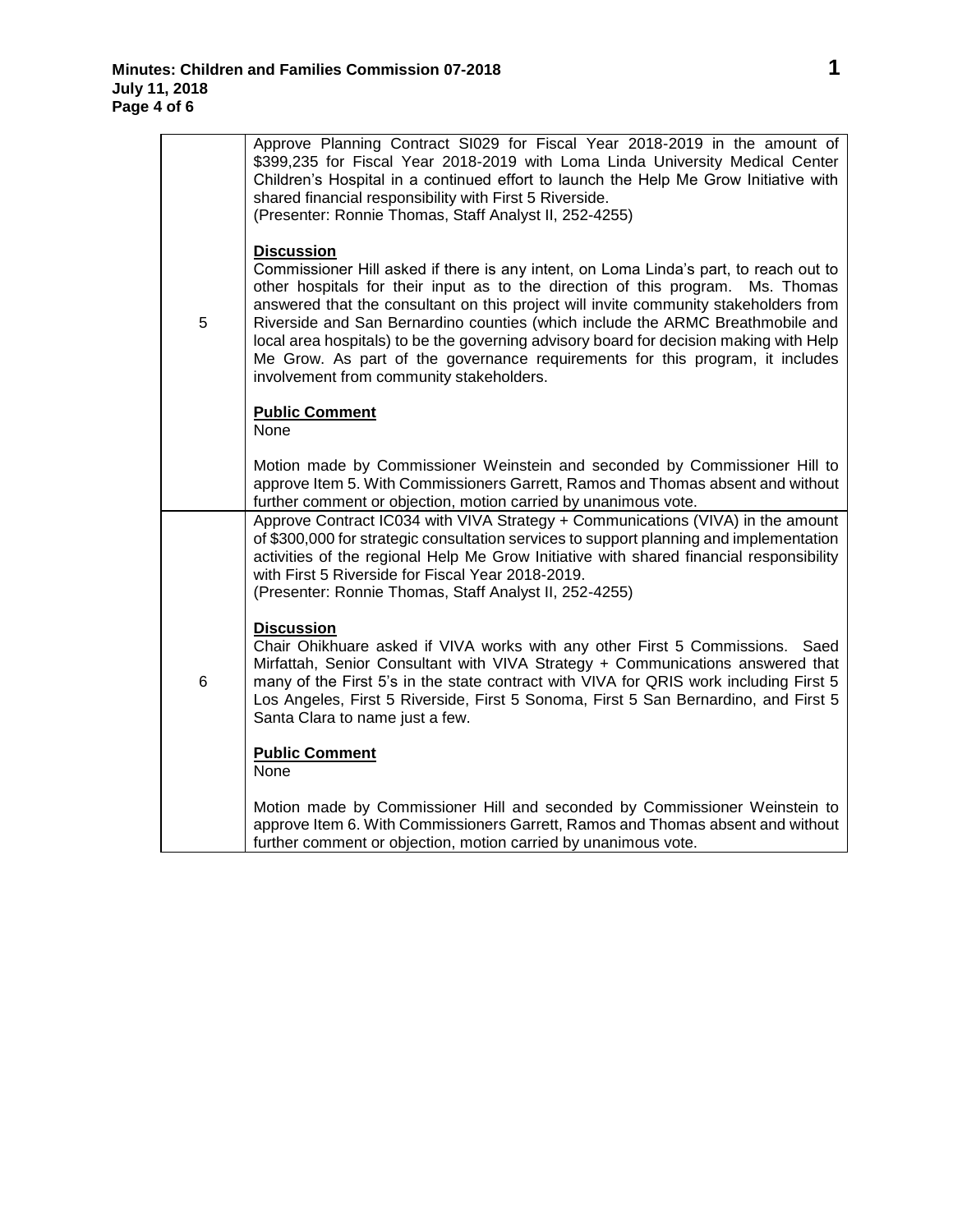| | |
|---|---|
| 5 | Approve Planning Contract SI029 for Fiscal Year 2018-2019 in the amount of \$399,235 for Fiscal Year 2018-2019 with Loma Linda University Medical Center Children's Hospital in a continued effort to launch the Help Me Grow Initiative with shared financial responsibility with First 5 Riverside.<br>(Presenter: Ronnie Thomas, Staff Analyst II, 252-4255)<br><br>**<u>Discussion</u>**<br>Commissioner Hill asked if there is any intent, on Loma Linda's part, to reach out to other hospitals for their input as to the direction of this program. Ms. Thomas answered that the consultant on this project will invite community stakeholders from Riverside and San Bernardino counties (which include the ARMC Breathmobile and local area hospitals) to be the governing advisory board for decision making with Help Me Grow. As part of the governance requirements for this program, it includes involvement from community stakeholders.<br><br>**<u>Public Comment</u>**<br>None<br><br>Motion made by Commissioner Weinstein and seconded by Commissioner Hill to approve Item 5. With Commissioners Garrett, Ramos and Thomas absent and without further comment or objection, motion carried by unanimous vote. |
| 6 | Approve Contract IC034 with VIVA Strategy + Communications (VIVA) in the amount of \$300,000 for strategic consultation services to support planning and implementation activities of the regional Help Me Grow Initiative with shared financial responsibility with First 5 Riverside for Fiscal Year 2018-2019.<br>(Presenter: Ronnie Thomas, Staff Analyst II, 252-4255)<br><br>**<u>Discussion</u>**<br>Chair Ohikhuare asked if VIVA works with any other First 5 Commissions. Saed Mirfattah, Senior Consultant with VIVA Strategy + Communications answered that many of the First 5's in the state contract with VIVA for QRIS work including First 5 Los Angeles, First 5 Riverside, First 5 Sonoma, First 5 San Bernardino, and First 5 Santa Clara to name just a few.<br><br>**<u>Public Comment</u>**<br>None<br><br>Motion made by Commissioner Hill and seconded by Commissioner Weinstein to approve Item 6. With Commissioners Garrett, Ramos and Thomas absent and without further comment or objection, motion carried by unanimous vote. |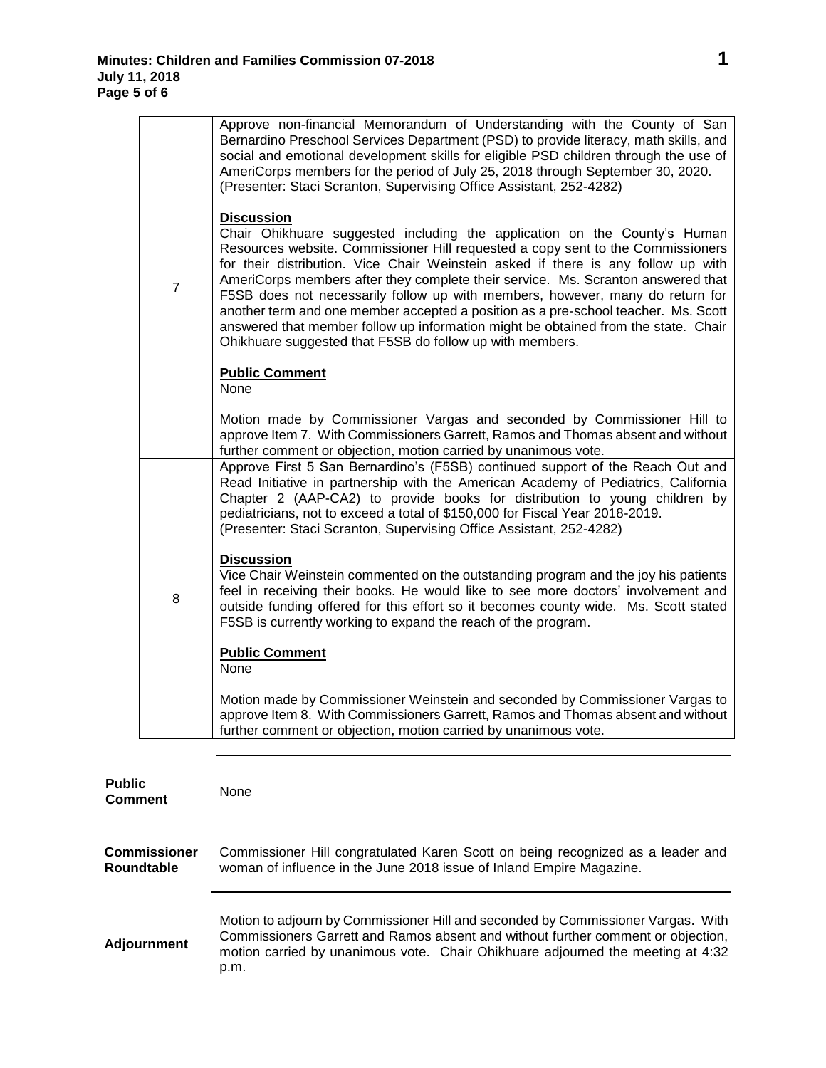| | |
|---|---|
| 7 | Approve non-financial Memorandum of Understanding with the County of San Bernardino Preschool Services Department (PSD) to provide literacy, math skills, and social and emotional development skills for eligible PSD children through the use of AmeriCorps members for the period of July 25, 2018 through September 30, 2020.<br>(Presenter: Staci Scranton, Supervising Office Assistant, 252-4282)<br><br>**Discussion**<br>Chair Ohikhuare suggested including the application on the County's Human Resources website. Commissioner Hill requested a copy sent to the Commissioners for their distribution. Vice Chair Weinstein asked if there is any follow up with AmeriCorps members after they complete their service. Ms. Scranton answered that F5SB does not necessarily follow up with members, however, many do return for another term and one member accepted a position as a pre-school teacher. Ms. Scott answered that member follow up information might be obtained from the state. Chair Ohikhuare suggested that F5SB do follow up with members.<br><br>**Public Comment**<br>None<br><br>Motion made by Commissioner Vargas and seconded by Commissioner Hill to approve Item 7. With Commissioners Garrett, Ramos and Thomas absent and without further comment or objection, motion carried by unanimous vote. |
| 8 | Approve First 5 San Bernardino's (F5SB) continued support of the Reach Out and Read Initiative in partnership with the American Academy of Pediatrics, California Chapter 2 (AAP-CA2) to provide books for distribution to young children by pediatricians, not to exceed a total of $150,000 for Fiscal Year 2018-2019.<br>(Presenter: Staci Scranton, Supervising Office Assistant, 252-4282)<br><br>**Discussion**<br>Vice Chair Weinstein commented on the outstanding program and the joy his patients feel in receiving their books. He would like to see more doctors' involvement and outside funding offered for this effort so it becomes county wide. Ms. Scott stated F5SB is currently working to expand the reach of the program.<br><br>**Public Comment**<br>None<br><br>Motion made by Commissioner Weinstein and seconded by Commissioner Vargas to approve Item 8. With Commissioners Garrett, Ramos and Thomas absent and without further comment or objection, motion carried by unanimous vote. |

**Public Comment**

None

**Commissioner Roundtable**

Commissioner Hill congratulated Karen Scott on being recognized as a leader and woman of influence in the June 2018 issue of Inland Empire Magazine.

**Adjournment**

Motion to adjourn by Commissioner Hill and seconded by Commissioner Vargas. With Commissioners Garrett and Ramos absent and without further comment or objection, motion carried by unanimous vote. Chair Ohikhuare adjourned the meeting at 4:32 p.m.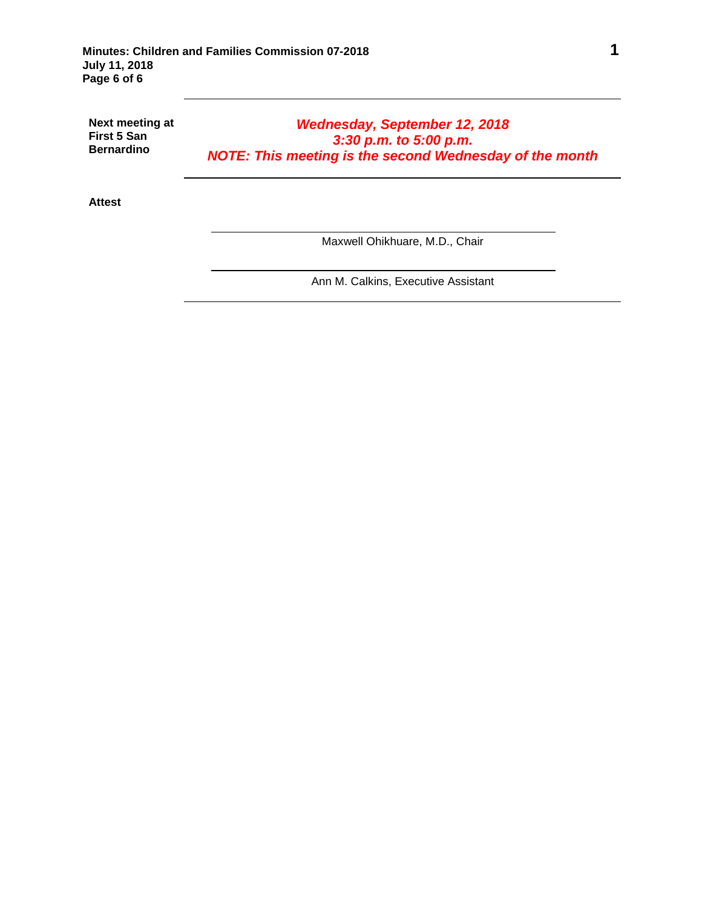| | |
|---|---|
| **Next meeting at First 5 San Bernardino** | ***Wednesday, September 12, 2018*** <br> ***3:30 p.m. to 5:00 p.m.*** <br> ***NOTE: This meeting is the second Wednesday of the month*** |

**Attest**

Maxwell Ohikhuare, M.D., Chair

Ann M. Calkins, Executive Assistant